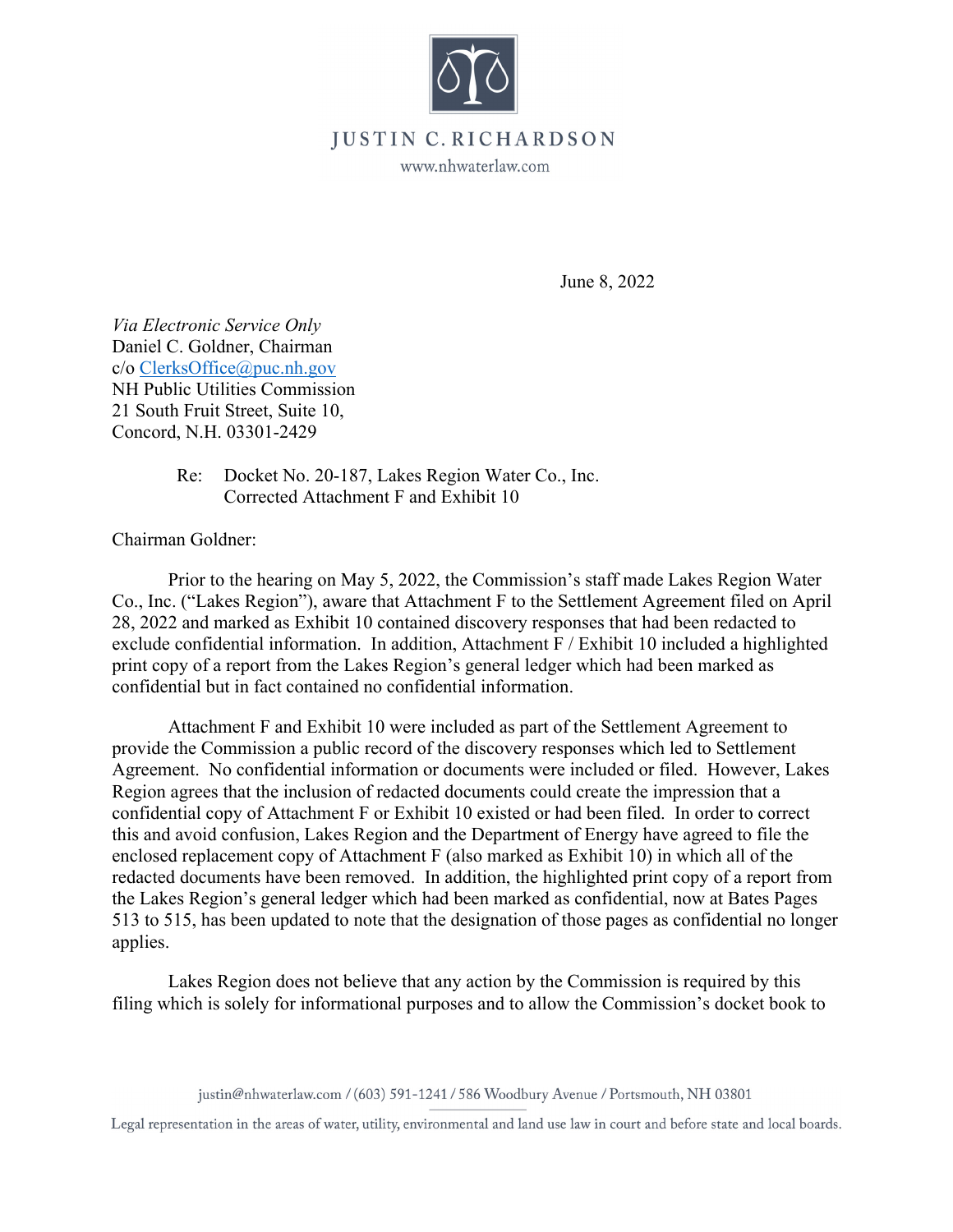JUSTIN C. RICHARDSON

www.nhwaterlaw.com

June 8, 2022

*Via Electronic Service Only*
Daniel C. Goldner, Chairman
c/o ClerksOffice@puc.nh.gov
NH Public Utilities Commission
21 South Fruit Street, Suite 10,
Concord, N.H. 03301-2429

Re: Docket No. 20-187, Lakes Region Water Co., Inc.
Corrected Attachment F and Exhibit 10

Chairman Goldner:

Prior to the hearing on May 5, 2022, the Commission's staff made Lakes Region Water Co., Inc. ("Lakes Region"), aware that Attachment F to the Settlement Agreement filed on April 28, 2022 and marked as Exhibit 10 contained discovery responses that had been redacted to exclude confidential information. In addition, Attachment F / Exhibit 10 included a highlighted print copy of a report from the Lakes Region's general ledger which had been marked as confidential but in fact contained no confidential information.

Attachment F and Exhibit 10 were included as part of the Settlement Agreement to provide the Commission a public record of the discovery responses which led to Settlement Agreement. No confidential information or documents were included or filed. However, Lakes Region agrees that the inclusion of redacted documents could create the impression that a confidential copy of Attachment F or Exhibit 10 existed or had been filed. In order to correct this and avoid confusion, Lakes Region and the Department of Energy have agreed to file the enclosed replacement copy of Attachment F (also marked as Exhibit 10) in which all of the redacted documents have been removed. In addition, the highlighted print copy of a report from the Lakes Region's general ledger which had been marked as confidential, now at Bates Pages 513 to 515, has been updated to note that the designation of those pages as confidential no longer applies.

Lakes Region does not believe that any action by the Commission is required by this filing which is solely for informational purposes and to allow the Commission's docket book to

justin@nhwaterlaw.com / (603) 591-1241 / 586 Woodbury Avenue / Portsmouth, NH 03801

Legal representation in the areas of water, utility, environmental and land use law in court and before state and local boards.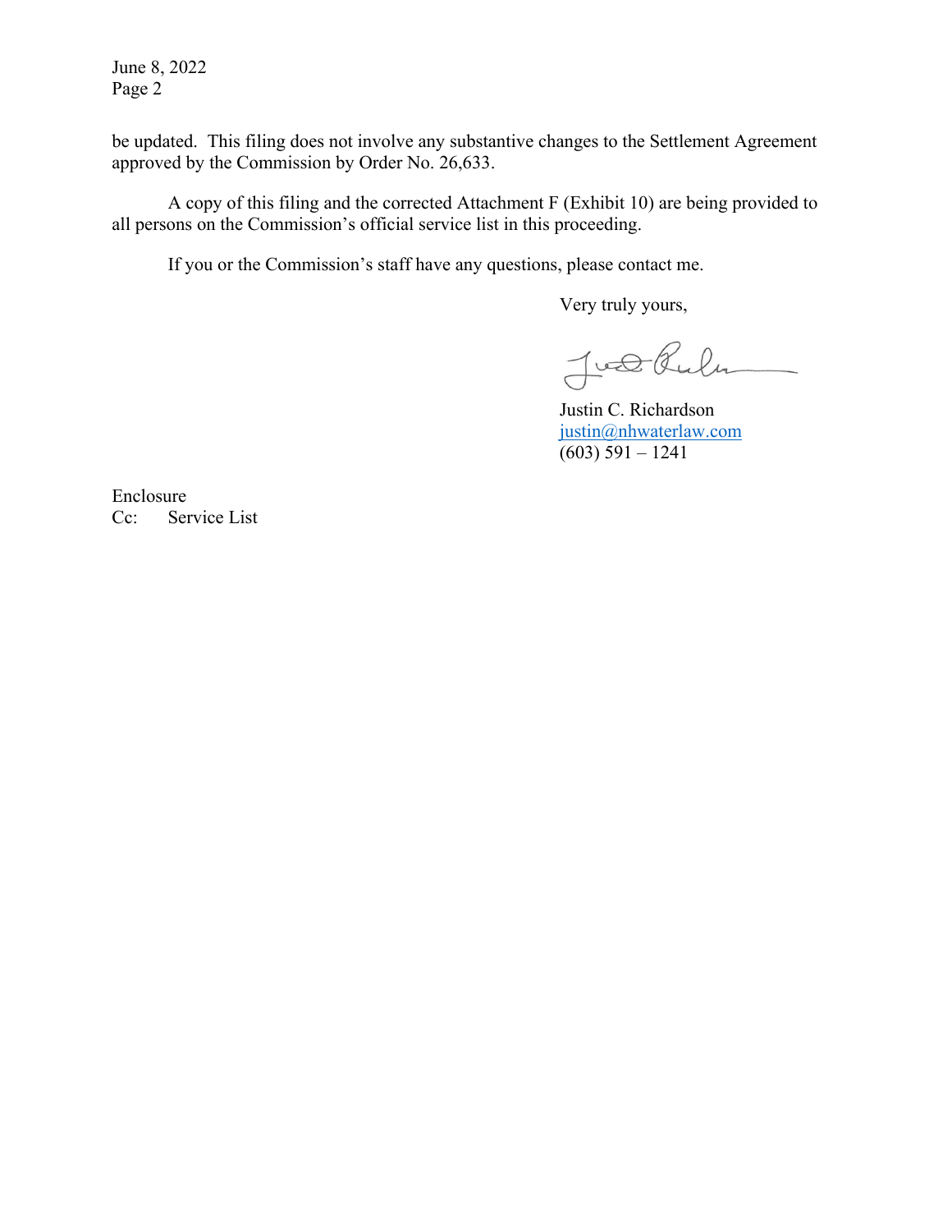be updated. This filing does not involve any substantive changes to the Settlement Agreement approved by the Commission by Order No. 26,633.

A copy of this filing and the corrected Attachment F (Exhibit 10) are being provided to all persons on the Commission's official service list in this proceeding.

If you or the Commission's staff have any questions, please contact me.

Very truly yours,

Justin C. Richardson
justin@nhwaterlaw.com
(603) 591 – 1241

Enclosure
Cc: Service List